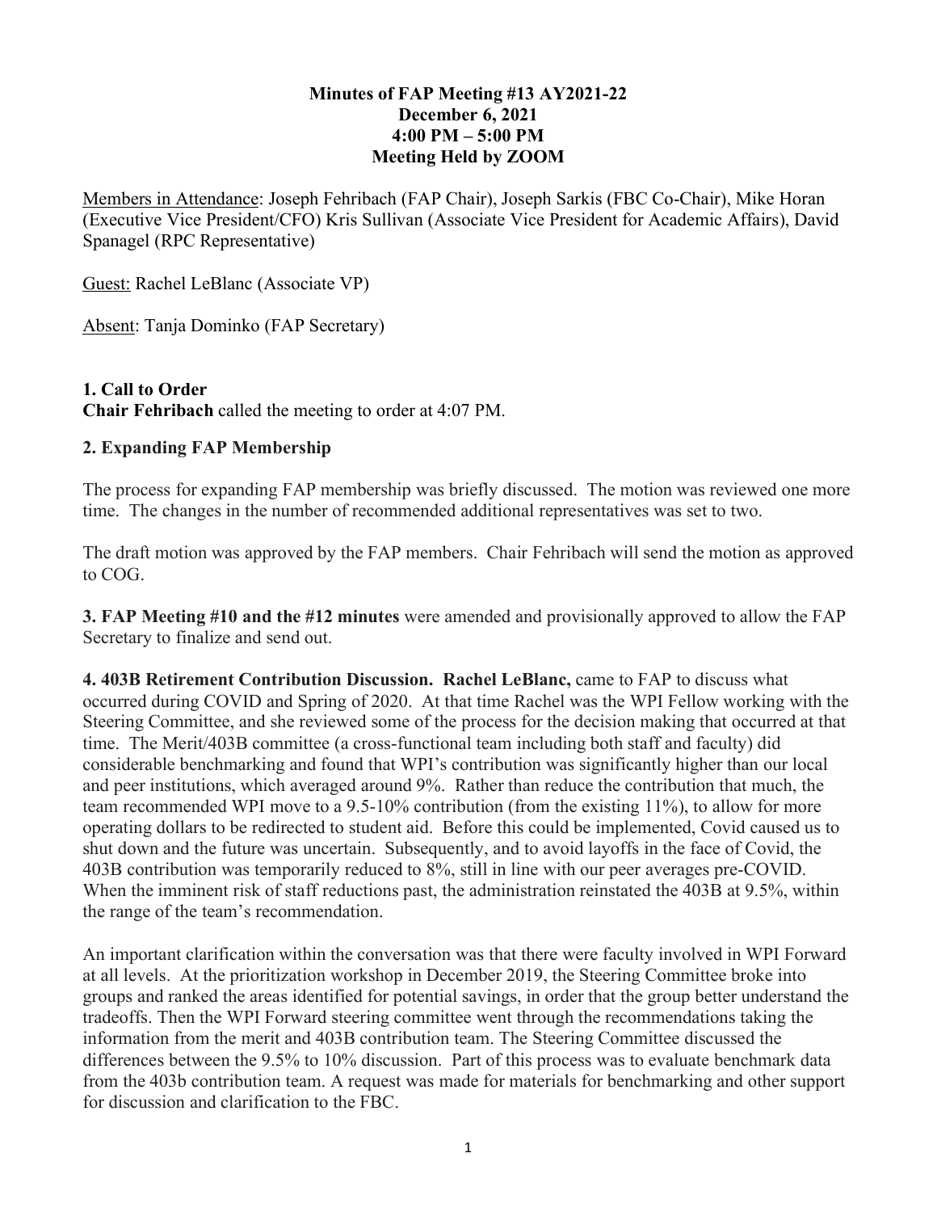**Minutes of FAP Meeting #13 AY2021-22**
**December 6, 2021**
**4:00 PM – 5:00 PM**
**Meeting Held by ZOOM**

Members in Attendance: Joseph Fehribach (FAP Chair), Joseph Sarkis (FBC Co-Chair), Mike Horan (Executive Vice President/CFO) Kris Sullivan (Associate Vice President for Academic Affairs), David Spanagel (RPC Representative)

Guest: Rachel LeBlanc (Associate VP)

Absent: Tanja Dominko (FAP Secretary)

**1. Call to Order**
**Chair Fehribach** called the meeting to order at 4:07 PM.

**2. Expanding FAP Membership**

The process for expanding FAP membership was briefly discussed. The motion was reviewed one more time. The changes in the number of recommended additional representatives was set to two.

The draft motion was approved by the FAP members. Chair Fehribach will send the motion as approved to COG.

**3. FAP Meeting #10 and the #12 minutes** were amended and provisionally approved to allow the FAP Secretary to finalize and send out.

**4. 403B Retirement Contribution Discussion. Rachel LeBlanc,** came to FAP to discuss what occurred during COVID and Spring of 2020. At that time Rachel was the WPI Fellow working with the Steering Committee, and she reviewed some of the process for the decision making that occurred at that time. The Merit/403B committee (a cross-functional team including both staff and faculty) did considerable benchmarking and found that WPI's contribution was significantly higher than our local and peer institutions, which averaged around 9%. Rather than reduce the contribution that much, the team recommended WPI move to a 9.5-10% contribution (from the existing 11%), to allow for more operating dollars to be redirected to student aid. Before this could be implemented, Covid caused us to shut down and the future was uncertain. Subsequently, and to avoid layoffs in the face of Covid, the 403B contribution was temporarily reduced to 8%, still in line with our peer averages pre-COVID. When the imminent risk of staff reductions past, the administration reinstated the 403B at 9.5%, within the range of the team's recommendation.

An important clarification within the conversation was that there were faculty involved in WPI Forward at all levels. At the prioritization workshop in December 2019, the Steering Committee broke into groups and ranked the areas identified for potential savings, in order that the group better understand the tradeoffs. Then the WPI Forward steering committee went through the recommendations taking the information from the merit and 403B contribution team. The Steering Committee discussed the differences between the 9.5% to 10% discussion. Part of this process was to evaluate benchmark data from the 403b contribution team. A request was made for materials for benchmarking and other support for discussion and clarification to the FBC.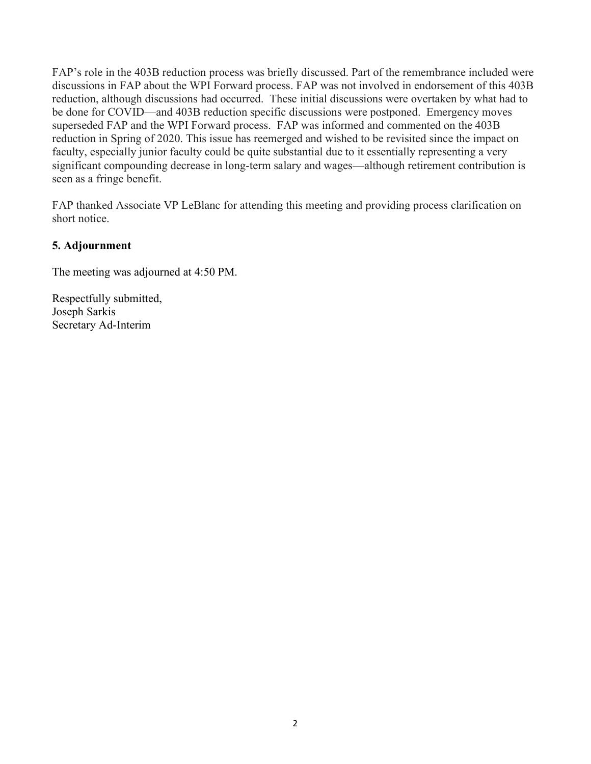FAP's role in the 403B reduction process was briefly discussed. Part of the remembrance included were discussions in FAP about the WPI Forward process. FAP was not involved in endorsement of this 403B reduction, although discussions had occurred. These initial discussions were overtaken by what had to be done for COVID—and 403B reduction specific discussions were postponed. Emergency moves superseded FAP and the WPI Forward process. FAP was informed and commented on the 403B reduction in Spring of 2020. This issue has reemerged and wished to be revisited since the impact on faculty, especially junior faculty could be quite substantial due to it essentially representing a very significant compounding decrease in long-term salary and wages—although retirement contribution is seen as a fringe benefit.

FAP thanked Associate VP LeBlanc for attending this meeting and providing process clarification on short notice.

### 5. Adjournment

The meeting was adjourned at 4:50 PM.

Respectfully submitted,
Joseph Sarkis
Secretary Ad-Interim